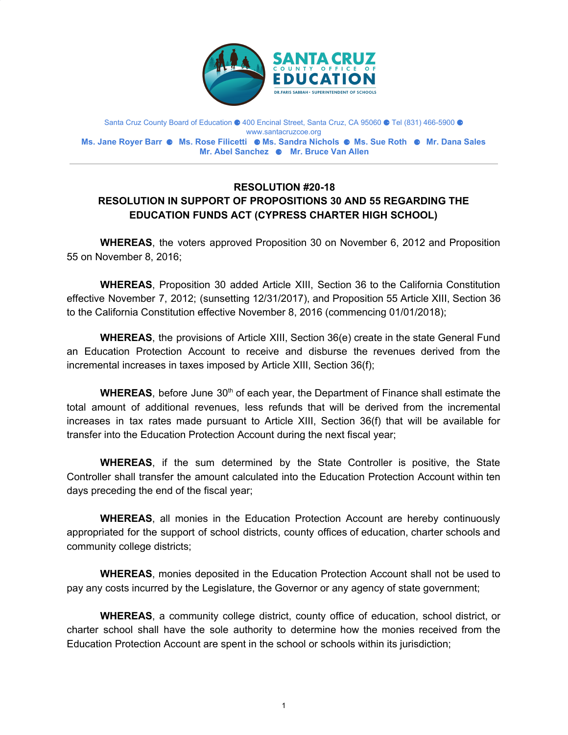SANTA CRUZ COUNTY OFFICE OF EDUCATION

DR. FARIS SABBAH • SUPERINTENDENT OF SCHOOLS

Santa Cruz County Board of Education ● 400 Encinal Street, Santa Cruz, CA 95060 ● Tel (831) 466-5900 ● www.santacruzcoe.org

**Ms. Jane Royer Barr ● Ms. Rose Filicetti ● Ms. Sandra Nichols ● Ms. Sue Roth ● Mr. Dana Sales**
**Mr. Abel Sanchez ● Mr. Bruce Van Allen**

---

## RESOLUTION #20-18
## RESOLUTION IN SUPPORT OF PROPOSITIONS 30 AND 55 REGARDING THE EDUCATION FUNDS ACT (CYPRESS CHARTER HIGH SCHOOL)

**WHEREAS**, the voters approved Proposition 30 on November 6, 2012 and Proposition 55 on November 8, 2016;

**WHEREAS**, Proposition 30 added Article XIII, Section 36 to the California Constitution effective November 7, 2012; (sunsetting 12/31/2017), and Proposition 55 Article XIII, Section 36 to the California Constitution effective November 8, 2016 (commencing 01/01/2018);

**WHEREAS**, the provisions of Article XIII, Section 36(e) create in the state General Fund an Education Protection Account to receive and disburse the revenues derived from the incremental increases in taxes imposed by Article XIII, Section 36(f);

**WHEREAS**, before June 30th of each year, the Department of Finance shall estimate the total amount of additional revenues, less refunds that will be derived from the incremental increases in tax rates made pursuant to Article XIII, Section 36(f) that will be available for transfer into the Education Protection Account during the next fiscal year;

**WHEREAS**, if the sum determined by the State Controller is positive, the State Controller shall transfer the amount calculated into the Education Protection Account within ten days preceding the end of the fiscal year;

**WHEREAS**, all monies in the Education Protection Account are hereby continuously appropriated for the support of school districts, county offices of education, charter schools and community college districts;

**WHEREAS**, monies deposited in the Education Protection Account shall not be used to pay any costs incurred by the Legislature, the Governor or any agency of state government;

**WHEREAS**, a community college district, county office of education, school district, or charter school shall have the sole authority to determine how the monies received from the Education Protection Account are spent in the school or schools within its jurisdiction;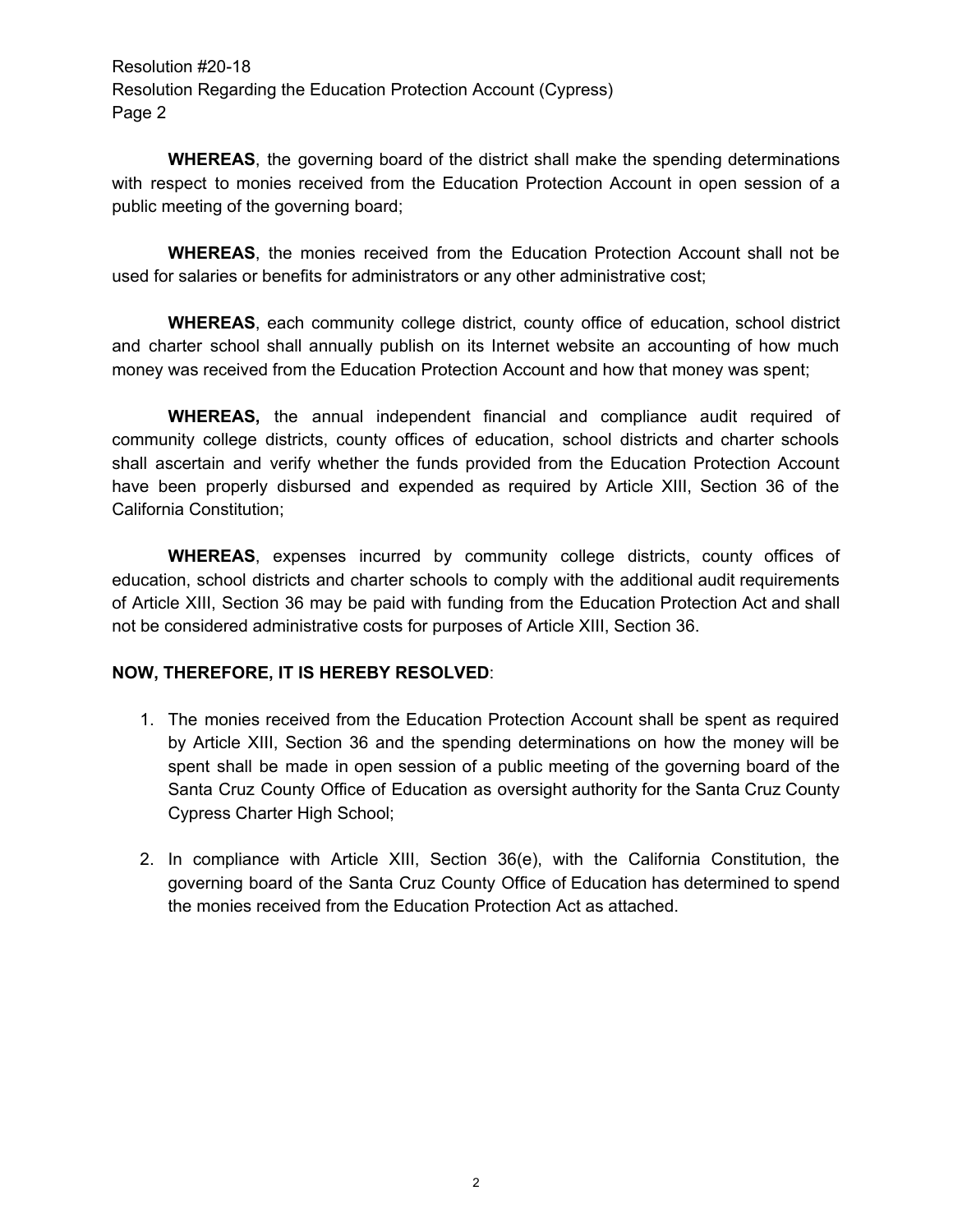**WHEREAS**, the governing board of the district shall make the spending determinations with respect to monies received from the Education Protection Account in open session of a public meeting of the governing board;

**WHEREAS**, the monies received from the Education Protection Account shall not be used for salaries or benefits for administrators or any other administrative cost;

**WHEREAS**, each community college district, county office of education, school district and charter school shall annually publish on its Internet website an accounting of how much money was received from the Education Protection Account and how that money was spent;

**WHEREAS,** the annual independent financial and compliance audit required of community college districts, county offices of education, school districts and charter schools shall ascertain and verify whether the funds provided from the Education Protection Account have been properly disbursed and expended as required by Article XIII, Section 36 of the California Constitution;

**WHEREAS**, expenses incurred by community college districts, county offices of education, school districts and charter schools to comply with the additional audit requirements of Article XIII, Section 36 may be paid with funding from the Education Protection Act and shall not be considered administrative costs for purposes of Article XIII, Section 36.

**NOW, THEREFORE, IT IS HEREBY RESOLVED**:

1. The monies received from the Education Protection Account shall be spent as required by Article XIII, Section 36 and the spending determinations on how the money will be spent shall be made in open session of a public meeting of the governing board of the Santa Cruz County Office of Education as oversight authority for the Santa Cruz County Cypress Charter High School;

2. In compliance with Article XIII, Section 36(e), with the California Constitution, the governing board of the Santa Cruz County Office of Education has determined to spend the monies received from the Education Protection Act as attached.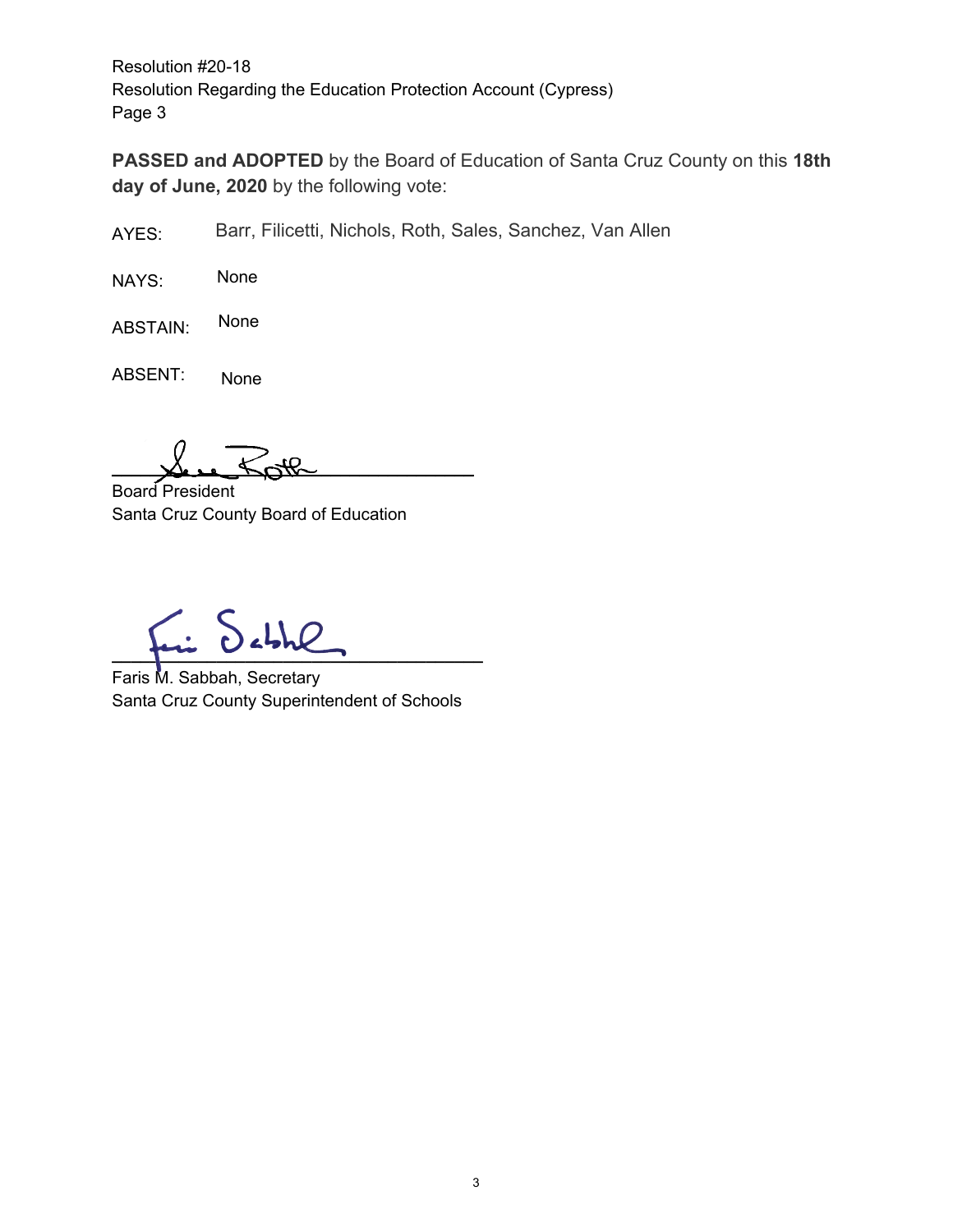Resolution #20-18
Resolution Regarding the Education Protection Account (Cypress)
Page 3

**PASSED and ADOPTED** by the Board of Education of Santa Cruz County on this **18th day of June, 2020** by the following vote:

AYES: Barr, Filicetti, Nichols, Roth, Sales, Sanchez, Van Allen

NAYS: None

ABSTAIN: None

ABSENT: None

\_\_\_\_\_\_\_\_\_\_\_\_\_\_\_\_\_\_\_\_\_\_\_\_\_\_\_\_\_\_\_\_\_\_\_
Board President
Santa Cruz County Board of Education

\_\_\_\_\_\_\_\_\_\_\_\_\_\_\_\_\_\_\_\_\_\_\_\_\_\_\_\_\_\_\_\_\_\_\_
Faris M. Sabbah, Secretary
Santa Cruz County Superintendent of Schools